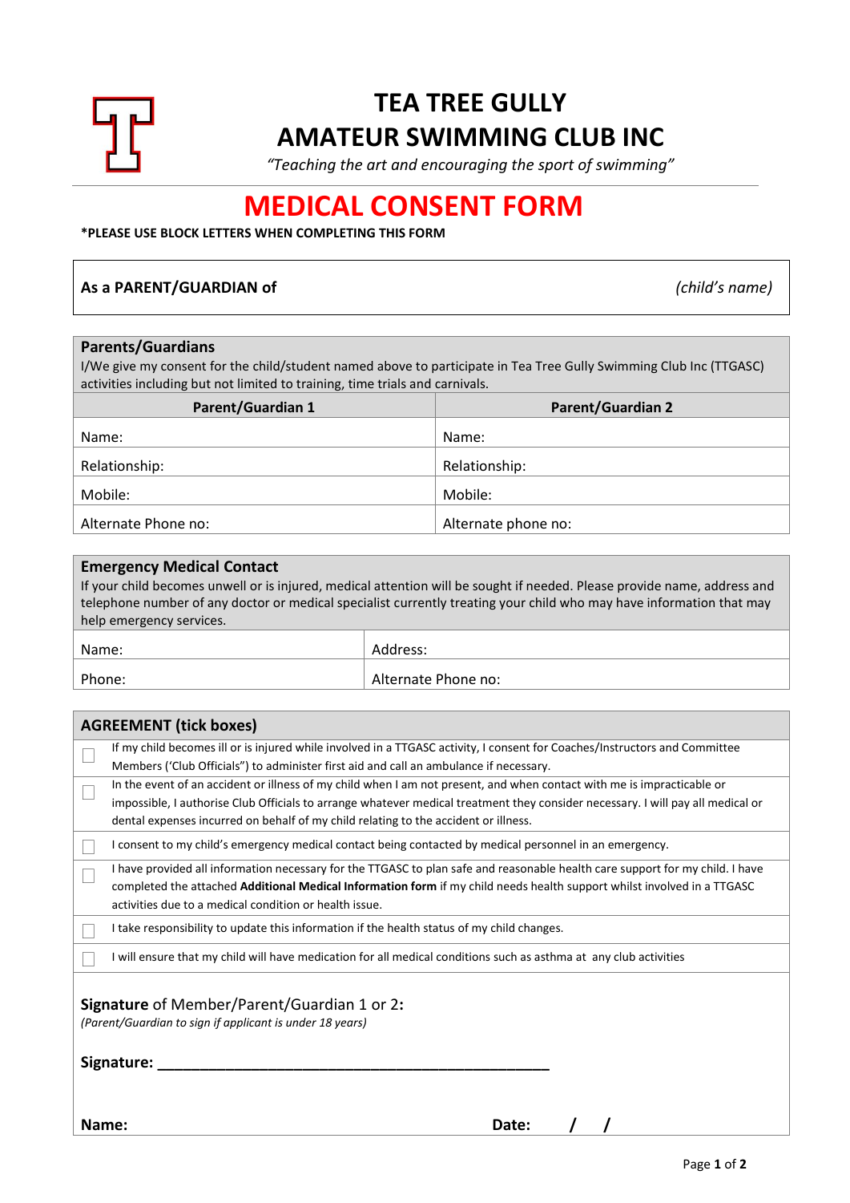# TEA TREE GULLY
# AMATEUR SWIMMING CLUB INC

*"Teaching the art and encouraging the sport of swimming"*

## MEDICAL CONSENT FORM

**\*PLEASE USE BLOCK LETTERS WHEN COMPLETING THIS FORM**

**As a PARENT/GUARDIAN of** *(child's name)*

### Parents/Guardians

I/We give my consent for the child/student named above to participate in Tea Tree Gully Swimming Club Inc (TTGASC) activities including but not limited to training, time trials and carnivals.

| Parent/Guardian 1 | Parent/Guardian 2 |
|---|---|
| Name: | Name: |
| Relationship: | Relationship: |
| Mobile: | Mobile: |
| Alternate Phone no: | Alternate phone no: |

### Emergency Medical Contact

If your child becomes unwell or is injured, medical attention will be sought if needed. Please provide name, address and telephone number of any doctor or medical specialist currently treating your child who may have information that may help emergency services.

| Name: | Address: |
|---|---|
| Phone: | Alternate Phone no: |

### AGREEMENT (tick boxes)

- ☐ If my child becomes ill or is injured while involved in a TTGASC activity, I consent for Coaches/Instructors and Committee Members ('Club Officials") to administer first aid and call an ambulance if necessary.
- ☐ In the event of an accident or illness of my child when I am not present, and when contact with me is impracticable or impossible, I authorise Club Officials to arrange whatever medical treatment they consider necessary. I will pay all medical or dental expenses incurred on behalf of my child relating to the accident or illness.
- ☐ I consent to my child's emergency medical contact being contacted by medical personnel in an emergency.
- ☐ I have provided all information necessary for the TTGASC to plan safe and reasonable health care support for my child. I have completed the attached **Additional Medical Information form** if my child needs health support whilst involved in a TTGASC activities due to a medical condition or health issue.
- ☐ I take responsibility to update this information if the health status of my child changes.
- ☐ I will ensure that my child will have medication for all medical conditions such as asthma at any club activities

**Signature** of Member/Parent/Guardian 1 or 2**:**
*(Parent/Guardian to sign if applicant is under 18 years)*

**Signature: _______________________________________________**

**Name:** **Date: / /**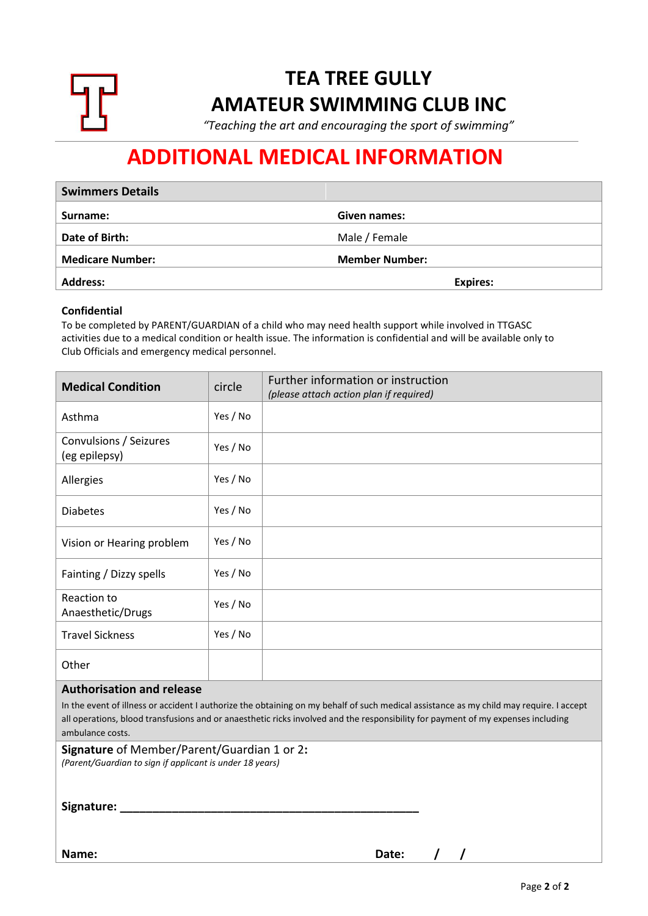# TEA TREE GULLY AMATEUR SWIMMING CLUB INC

*"Teaching the art and encouraging the sport of swimming"*

## ADDITIONAL MEDICAL INFORMATION

| **Swimmers Details** | |
|---|---|
| **Surname:** | **Given names:** |
| **Date of Birth:** | Male / Female |
| **Medicare Number:** | **Member Number:** |
| **Address:** | **Expires:** |

**Confidential**

To be completed by PARENT/GUARDIAN of a child who may need health support while involved in TTGASC activities due to a medical condition or health issue. The information is confidential and will be available only to Club Officials and emergency medical personnel.

| **Medical Condition** | circle | Further information or instruction *(please attach action plan if required)* |
|---|---|---|
| Asthma | Yes / No | |
| Convulsions / Seizures (eg epilepsy) | Yes / No | |
| Allergies | Yes / No | |
| Diabetes | Yes / No | |
| Vision or Hearing problem | Yes / No | |
| Fainting / Dizzy spells | Yes / No | |
| Reaction to Anaesthetic/Drugs | Yes / No | |
| Travel Sickness | Yes / No | |
| Other | | |

**Authorisation and release**

In the event of illness or accident I authorize the obtaining on my behalf of such medical assistance as my child may require. I accept all operations, blood transfusions and or anaesthetic ricks involved and the responsibility for payment of my expenses including ambulance costs.

**Signature** of Member/Parent/Guardian 1 or 2**:**

*(Parent/Guardian to sign if applicant is under 18 years)*

**Signature:** _______________________________________________

**Name:** **Date:** / /